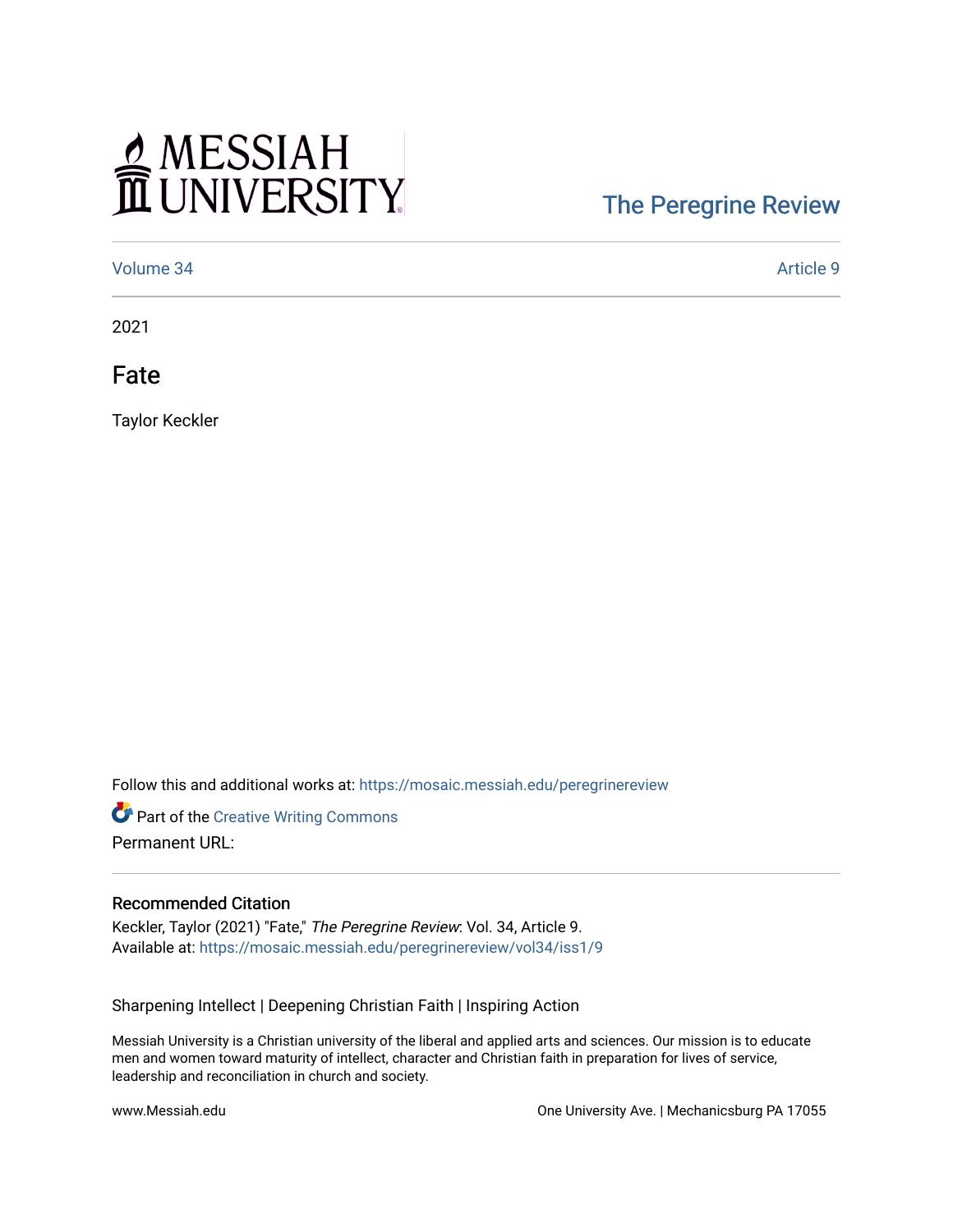MESSIAH UNIVERSITY

The Peregrine Review

Volume 34 | Article 9

2021

# Fate

Taylor Keckler

Follow this and additional works at: https://mosaic.messiah.edu/peregrinereview

Part of the Creative Writing Commons

Permanent URL:

## Recommended Citation

Keckler, Taylor (2021) "Fate," *The Peregrine Review*: Vol. 34, Article 9.
Available at: https://mosaic.messiah.edu/peregrinereview/vol34/iss1/9

Sharpening Intellect | Deepening Christian Faith | Inspiring Action

Messiah University is a Christian university of the liberal and applied arts and sciences. Our mission is to educate men and women toward maturity of intellect, character and Christian faith in preparation for lives of service, leadership and reconciliation in church and society.

www.Messiah.edu

One University Ave. | Mechanicsburg PA 17055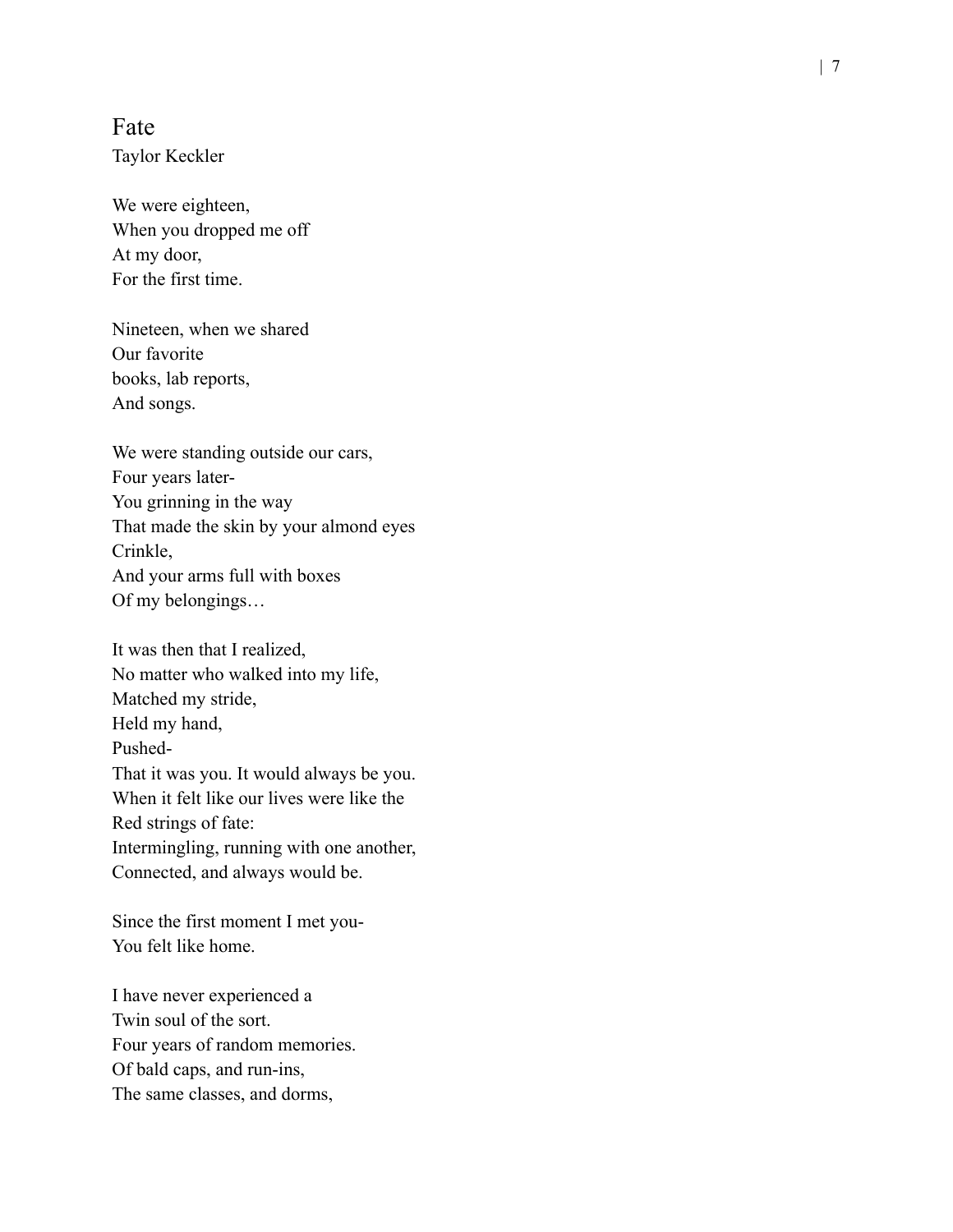# Fate

Taylor Keckler

We were eighteen,
When you dropped me off
At my door,
For the first time.

Nineteen, when we shared
Our favorite
books, lab reports,
And songs.

We were standing outside our cars,
Four years later-
You grinning in the way
That made the skin by your almond eyes
Crinkle,
And your arms full with boxes
Of my belongings…

It was then that I realized,
No matter who walked into my life,
Matched my stride,
Held my hand,
Pushed-
That it was you. It would always be you.
When it felt like our lives were like the
Red strings of fate:
Intermingling, running with one another,
Connected, and always would be.

Since the first moment I met you-
You felt like home.

I have never experienced a
Twin soul of the sort.
Four years of random memories.
Of bald caps, and run-ins,
The same classes, and dorms,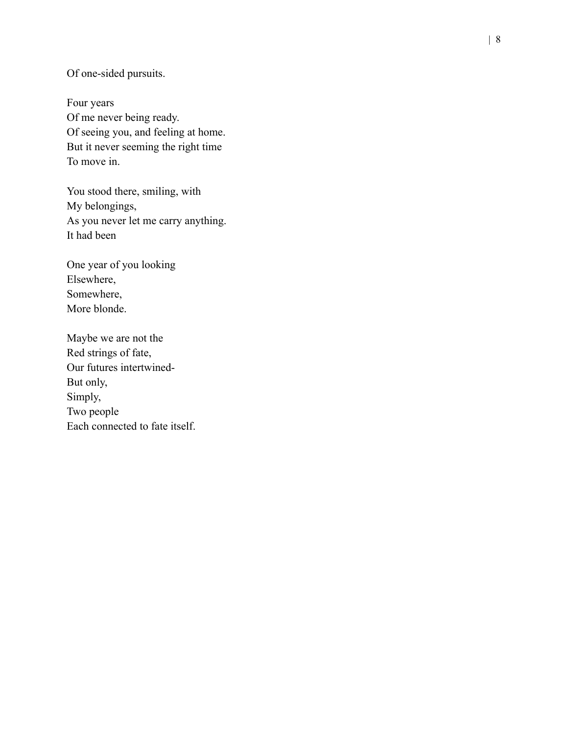Of one-sided pursuits.

Four years  
Of me never being ready.  
Of seeing you, and feeling at home.  
But it never seeming the right time  
To move in.

You stood there, smiling, with  
My belongings,  
As you never let me carry anything.  
It had been

One year of you looking  
Elsewhere,  
Somewhere,  
More blonde.

Maybe we are not the  
Red strings of fate,  
Our futures intertwined-  
But only,  
Simply,  
Two people  
Each connected to fate itself.